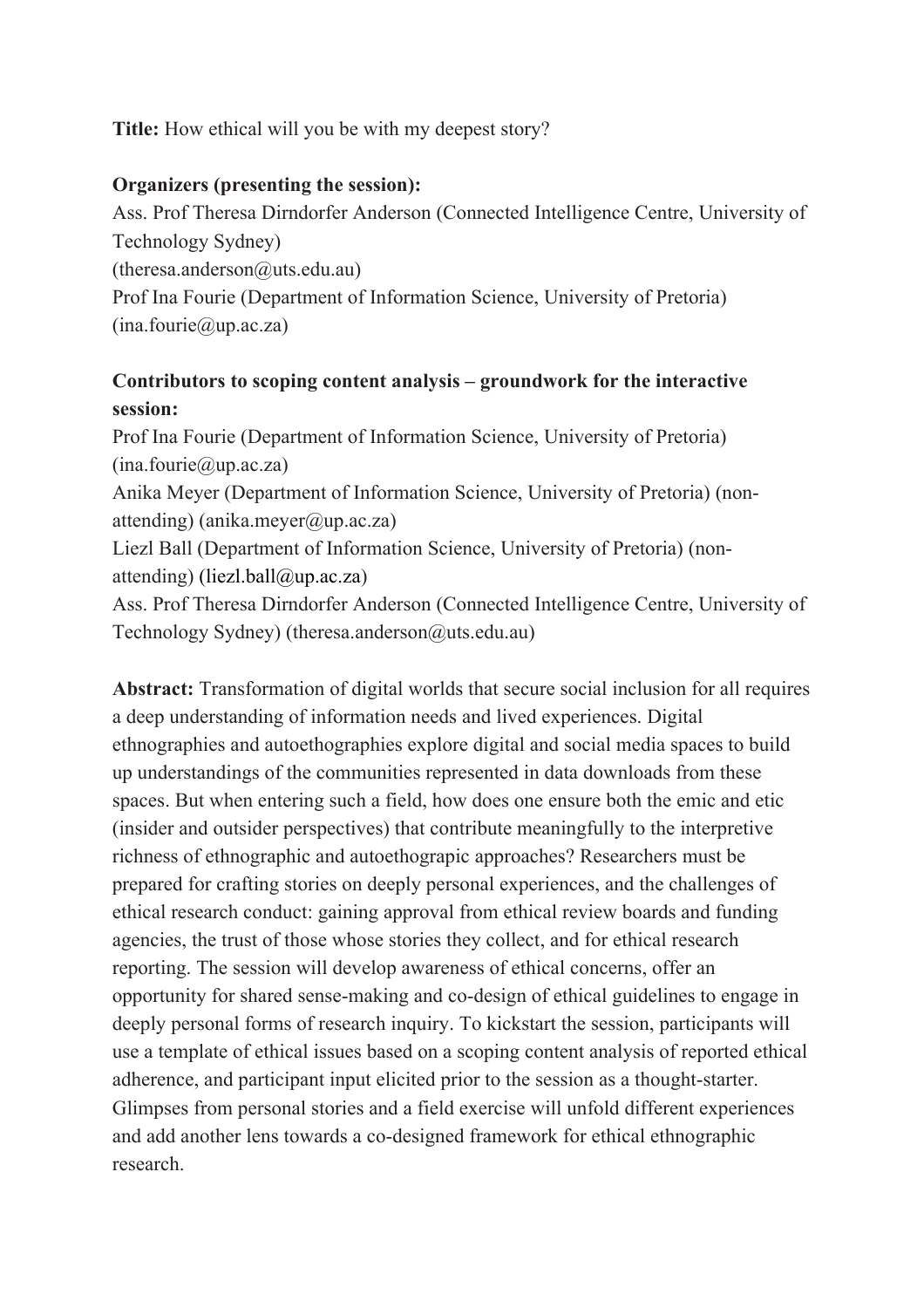**Title:** How ethical will you be with my deepest story?

**Organizers (presenting the session):**
Ass. Prof Theresa Dirndorfer Anderson (Connected Intelligence Centre, University of Technology Sydney)
(theresa.anderson@uts.edu.au)
Prof Ina Fourie (Department of Information Science, University of Pretoria)
(ina.fourie@up.ac.za)

**Contributors to scoping content analysis – groundwork for the interactive session:**
Prof Ina Fourie (Department of Information Science, University of Pretoria)
(ina.fourie@up.ac.za)
Anika Meyer (Department of Information Science, University of Pretoria) (non-attending) (anika.meyer@up.ac.za)
Liezl Ball (Department of Information Science, University of Pretoria) (non-attending) (liezl.ball@up.ac.za)
Ass. Prof Theresa Dirndorfer Anderson (Connected Intelligence Centre, University of Technology Sydney) (theresa.anderson@uts.edu.au)

**Abstract:** Transformation of digital worlds that secure social inclusion for all requires a deep understanding of information needs and lived experiences. Digital ethnographies and autoethographies explore digital and social media spaces to build up understandings of the communities represented in data downloads from these spaces. But when entering such a field, how does one ensure both the emic and etic (insider and outsider perspectives) that contribute meaningfully to the interpretive richness of ethnographic and autoethograpic approaches? Researchers must be prepared for crafting stories on deeply personal experiences, and the challenges of ethical research conduct: gaining approval from ethical review boards and funding agencies, the trust of those whose stories they collect, and for ethical research reporting. The session will develop awareness of ethical concerns, offer an opportunity for shared sense-making and co-design of ethical guidelines to engage in deeply personal forms of research inquiry. To kickstart the session, participants will use a template of ethical issues based on a scoping content analysis of reported ethical adherence, and participant input elicited prior to the session as a thought-starter. Glimpses from personal stories and a field exercise will unfold different experiences and add another lens towards a co-designed framework for ethical ethnographic research.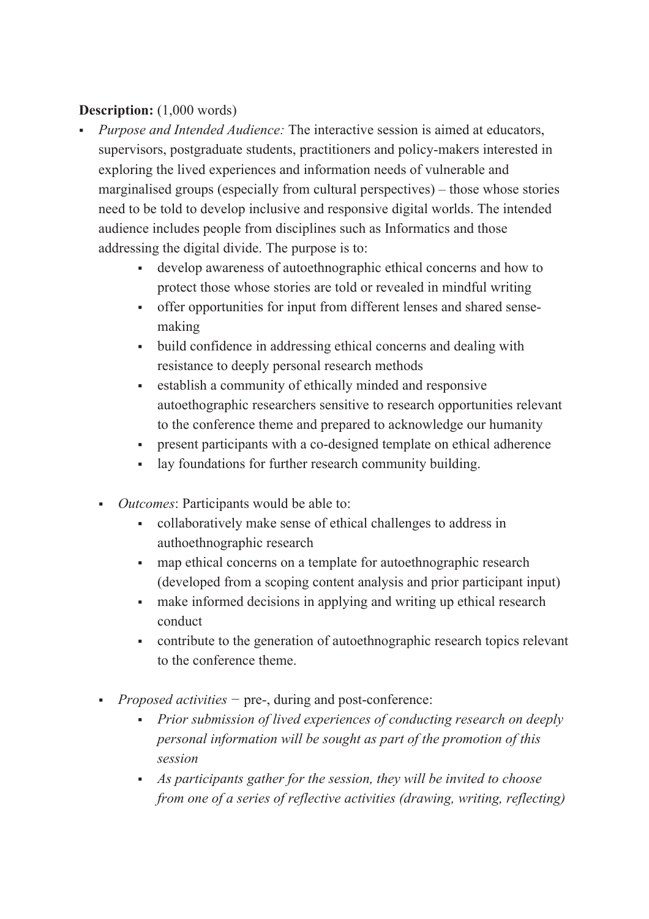**Description:** (1,000 words)

- *Purpose and Intended Audience:* The interactive session is aimed at educators, supervisors, postgraduate students, practitioners and policy-makers interested in exploring the lived experiences and information needs of vulnerable and marginalised groups (especially from cultural perspectives) – those whose stories need to be told to develop inclusive and responsive digital worlds. The intended audience includes people from disciplines such as Informatics and those addressing the digital divide. The purpose is to:
    - develop awareness of autoethnographic ethical concerns and how to protect those whose stories are told or revealed in mindful writing
    - offer opportunities for input from different lenses and shared sense-making
    - build confidence in addressing ethical concerns and dealing with resistance to deeply personal research methods
    - establish a community of ethically minded and responsive autoethographic researchers sensitive to research opportunities relevant to the conference theme and prepared to acknowledge our humanity
    - present participants with a co-designed template on ethical adherence
    - lay foundations for further research community building.

- *Outcomes*: Participants would be able to:
    - collaboratively make sense of ethical challenges to address in authoethnographic research
    - map ethical concerns on a template for autoethnographic research (developed from a scoping content analysis and prior participant input)
    - make informed decisions in applying and writing up ethical research conduct
    - contribute to the generation of autoethnographic research topics relevant to the conference theme.

- *Proposed activities* − pre-, during and post-conference:
    - *Prior submission of lived experiences of conducting research on deeply personal information will be sought as part of the promotion of this session*
    - *As participants gather for the session, they will be invited to choose from one of a series of reflective activities (drawing, writing, reflecting)*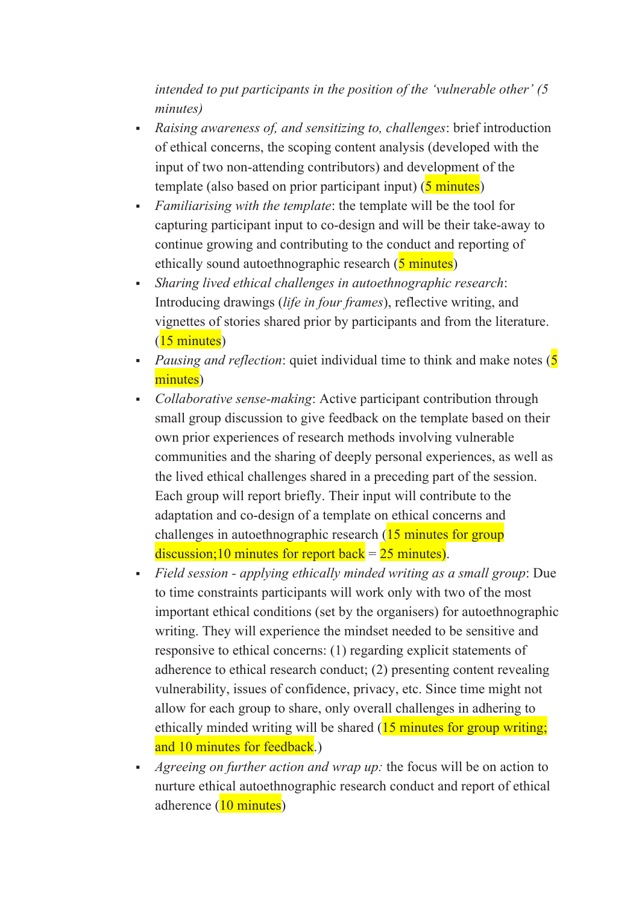*intended to put participants in the position of the 'vulnerable other' (5 minutes)*

- *Raising awareness of, and sensitizing to, challenges*: brief introduction of ethical concerns, the scoping content analysis (developed with the input of two non-attending contributors) and development of the template (also based on prior participant input) (5 minutes)
- *Familiarising with the template*: the template will be the tool for capturing participant input to co-design and will be their take-away to continue growing and contributing to the conduct and reporting of ethically sound autoethnographic research (5 minutes)
- *Sharing lived ethical challenges in autoethnographic research*: Introducing drawings (*life in four frames*), reflective writing, and vignettes of stories shared prior by participants and from the literature. (15 minutes)
- *Pausing and reflection*: quiet individual time to think and make notes (5 minutes)
- *Collaborative sense-making*: Active participant contribution through small group discussion to give feedback on the template based on their own prior experiences of research methods involving vulnerable communities and the sharing of deeply personal experiences, as well as the lived ethical challenges shared in a preceding part of the session. Each group will report briefly. Their input will contribute to the adaptation and co-design of a template on ethical concerns and challenges in autoethnographic research (15 minutes for group discussion;10 minutes for report back = 25 minutes).
- *Field session - applying ethically minded writing as a small group*: Due to time constraints participants will work only with two of the most important ethical conditions (set by the organisers) for autoethnographic writing. They will experience the mindset needed to be sensitive and responsive to ethical concerns: (1) regarding explicit statements of adherence to ethical research conduct; (2) presenting content revealing vulnerability, issues of confidence, privacy, etc. Since time might not allow for each group to share, only overall challenges in adhering to ethically minded writing will be shared (15 minutes for group writing; and 10 minutes for feedback.)
- *Agreeing on further action and wrap up:* the focus will be on action to nurture ethical autoethnographic research conduct and report of ethical adherence (10 minutes)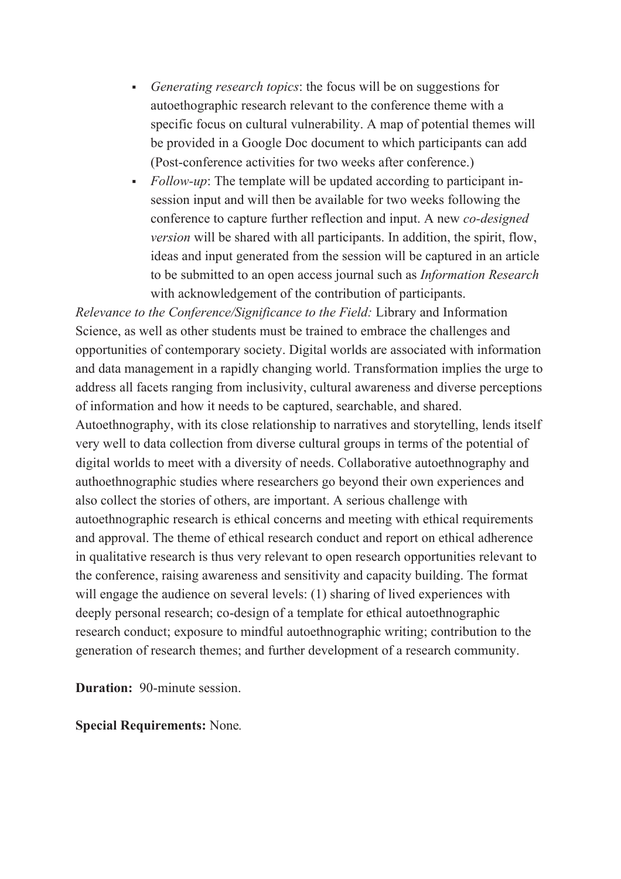- *Generating research topics*: the focus will be on suggestions for autoethographic research relevant to the conference theme with a specific focus on cultural vulnerability. A map of potential themes will be provided in a Google Doc document to which participants can add (Post-conference activities for two weeks after conference.)
- *Follow-up*: The template will be updated according to participant in-session input and will then be available for two weeks following the conference to capture further reflection and input. A new *co-designed version* will be shared with all participants. In addition, the spirit, flow, ideas and input generated from the session will be captured in an article to be submitted to an open access journal such as *Information Research* with acknowledgement of the contribution of participants.

*Relevance to the Conference/Significance to the Field:* Library and Information Science, as well as other students must be trained to embrace the challenges and opportunities of contemporary society. Digital worlds are associated with information and data management in a rapidly changing world. Transformation implies the urge to address all facets ranging from inclusivity, cultural awareness and diverse perceptions of information and how it needs to be captured, searchable, and shared. Autoethnography, with its close relationship to narratives and storytelling, lends itself very well to data collection from diverse cultural groups in terms of the potential of digital worlds to meet with a diversity of needs. Collaborative autoethnography and authoethnographic studies where researchers go beyond their own experiences and also collect the stories of others, are important. A serious challenge with autoethnographic research is ethical concerns and meeting with ethical requirements and approval. The theme of ethical research conduct and report on ethical adherence in qualitative research is thus very relevant to open research opportunities relevant to the conference, raising awareness and sensitivity and capacity building. The format will engage the audience on several levels: (1) sharing of lived experiences with deeply personal research; co-design of a template for ethical autoethnographic research conduct; exposure to mindful autoethnographic writing; contribution to the generation of research themes; and further development of a research community.

**Duration:** 90-minute session.

**Special Requirements:** None.